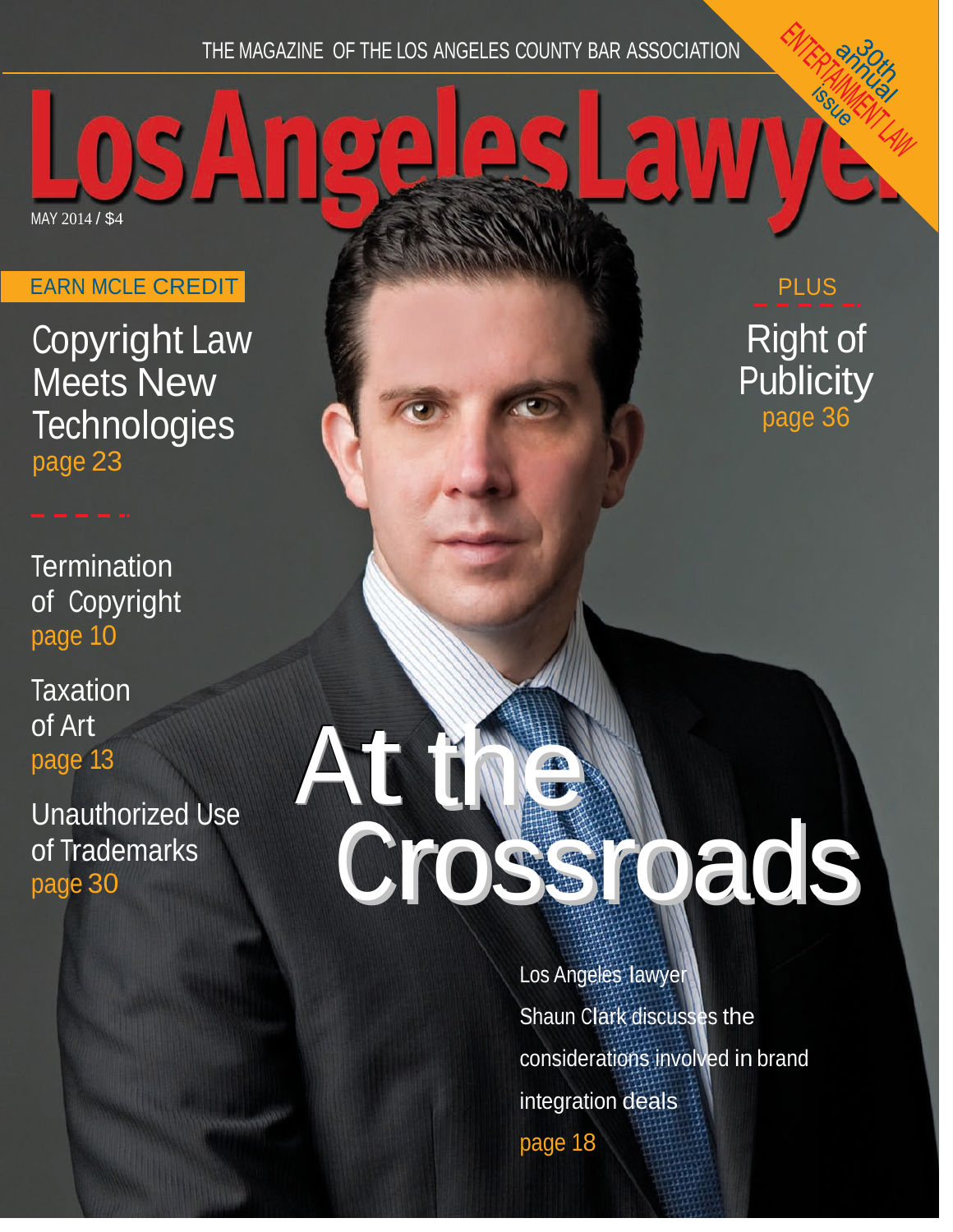THE MAGAZINE OF THE LOS ANGELES COUNTY BAR ASSOCIATION

# Los Angeles Lawyer

MAY 2014 / $4

30th annual ENTERTAINMENT LAW issue

EARN MCLE CREDIT

**Copyright Law Meets New Technologies**
page 23

**Termination of Copyright**
page 10

**Taxation of Art**
page 13

**Unauthorized Use of Trademarks**
page 30

PLUS

**Right of Publicity**
page 36

## At the Crossroads

Los Angeles lawyer Shaun Clark discusses the considerations involved in brand integration deals
page 18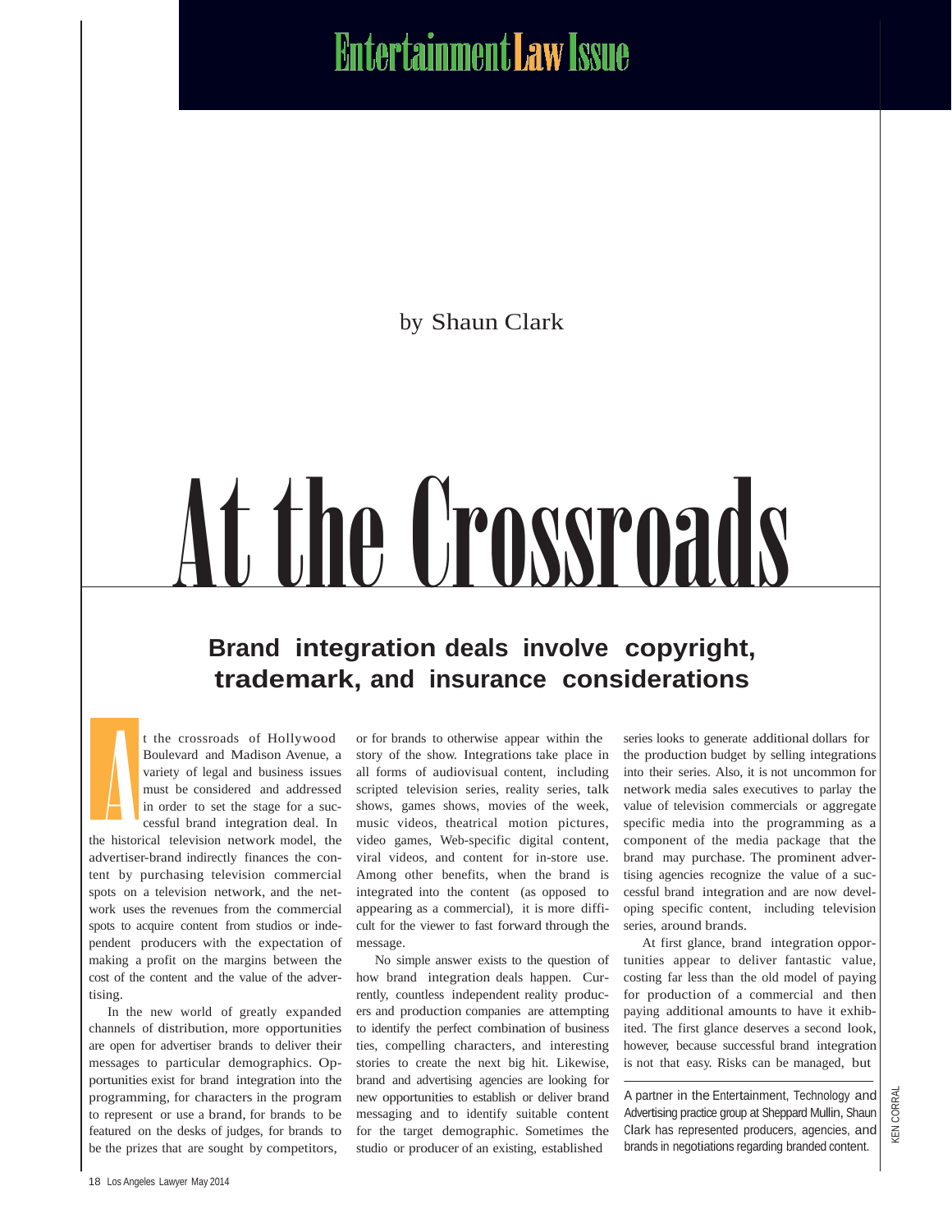Entertainment Law Issue

by Shaun Clark

# At the Crossroads

## Brand integration deals involve copyright, trademark, and insurance considerations

At the crossroads of Hollywood Boulevard and Madison Avenue, a variety of legal and business issues must be considered and addressed in order to set the stage for a successful brand integration deal. In the historical television network model, the advertiser-brand indirectly finances the content by purchasing television commercial spots on a television network, and the network uses the revenues from the commercial spots to acquire content from studios or independent producers with the expectation of making a profit on the margins between the cost of the content and the value of the advertising.

In the new world of greatly expanded channels of distribution, more opportunities are open for advertiser brands to deliver their messages to particular demographics. Opportunities exist for brand integration into the programming, for characters in the program to represent or use a brand, for brands to be featured on the desks of judges, for brands to be the prizes that are sought by competitors, or for brands to otherwise appear within the story of the show. Integrations take place in all forms of audiovisual content, including scripted television series, reality series, talk shows, games shows, movies of the week, music videos, theatrical motion pictures, video games, Web-specific digital content, viral videos, and content for in-store use. Among other benefits, when the brand is integrated into the content (as opposed to appearing as a commercial), it is more difficult for the viewer to fast forward through the message.

No simple answer exists to the question of how brand integration deals happen. Currently, countless independent reality producers and production companies are attempting to identify the perfect combination of business ties, compelling characters, and interesting stories to create the next big hit. Likewise, brand and advertising agencies are looking for new opportunities to establish or deliver brand messaging and to identify suitable content for the target demographic. Sometimes the studio or producer of an existing, established series looks to generate additional dollars for the production budget by selling integrations into their series. Also, it is not uncommon for network media sales executives to parlay the value of television commercials or aggregate specific media into the programming as a component of the media package that the brand may purchase. The prominent advertising agencies recognize the value of a successful brand integration and are now developing specific content, including television series, around brands.

At first glance, brand integration opportunities appear to deliver fantastic value, costing far less than the old model of paying for production of a commercial and then paying additional amounts to have it exhibited. The first glance deserves a second look, however, because successful brand integration is not that easy. Risks can be managed, but

---

A partner in the Entertainment, Technology and Advertising practice group at Sheppard Mullin, Shaun Clark has represented producers, agencies, and brands in negotiations regarding branded content.

KEN CORRAL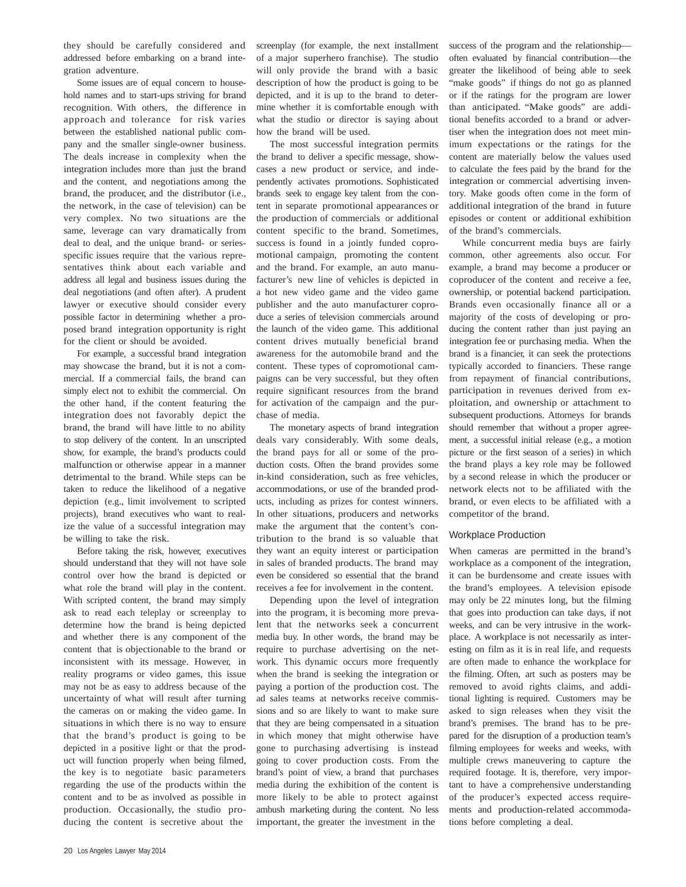they should be carefully considered and addressed before embarking on a brand integration adventure.

Some issues are of equal concern to household names and to start-ups striving for brand recognition. With others, the difference in approach and tolerance for risk varies between the established national public company and the smaller single-owner business. The deals increase in complexity when the integration includes more than just the brand and the content, and negotiations among the brand, the producer, and the distributor (i.e., the network, in the case of television) can be very complex. No two situations are the same, leverage can vary dramatically from deal to deal, and the unique brand- or series-specific issues require that the various representatives think about each variable and address all legal and business issues during the deal negotiations (and often after). A prudent lawyer or executive should consider every possible factor in determining whether a proposed brand integration opportunity is right for the client or should be avoided.

For example, a successful brand integration may showcase the brand, but it is not a commercial. If a commercial fails, the brand can simply elect not to exhibit the commercial. On the other hand, if the content featuring the integration does not favorably depict the brand, the brand will have little to no ability to stop delivery of the content. In an unscripted show, for example, the brand's products could malfunction or otherwise appear in a manner detrimental to the brand. While steps can be taken to reduce the likelihood of a negative depiction (e.g., limit involvement to scripted projects), brand executives who want to realize the value of a successful integration may be willing to take the risk.

Before taking the risk, however, executives should understand that they will not have sole control over how the brand is depicted or what role the brand will play in the content. With scripted content, the brand may simply ask to read each teleplay or screenplay to determine how the brand is being depicted and whether there is any component of the content that is objectionable to the brand or inconsistent with its message. However, in reality programs or video games, this issue may not be as easy to address because of the uncertainty of what will result after turning the cameras on or making the video game. In situations in which there is no way to ensure that the brand's product is going to be depicted in a positive light or that the product will function properly when being filmed, the key is to negotiate basic parameters regarding the use of the products within the content and to be as involved as possible in production. Occasionally, the studio producing the content is secretive about the screenplay (for example, the next installment of a major superhero franchise). The studio will only provide the brand with a basic description of how the product is going to be depicted, and it is up to the brand to determine whether it is comfortable enough with what the studio or director is saying about how the brand will be used.

The most successful integration permits the brand to deliver a specific message, showcases a new product or service, and independently activates promotions. Sophisticated brands seek to engage key talent from the content in separate promotional appearances or the production of commercials or additional content specific to the brand. Sometimes, success is found in a jointly funded copromotional campaign, promoting the content and the brand. For example, an auto manufacturer's new line of vehicles is depicted in a hot new video game and the video game publisher and the auto manufacturer coproduce a series of television commercials around the launch of the video game. This additional content drives mutually beneficial brand awareness for the automobile brand and the content. These types of copromotional campaigns can be very successful, but they often require significant resources from the brand for activation of the campaign and the purchase of media.

The monetary aspects of brand integration deals vary considerably. With some deals, the brand pays for all or some of the production costs. Often the brand provides some in-kind consideration, such as free vehicles, accommodations, or use of the branded products, including as prizes for contest winners. In other situations, producers and networks make the argument that the content's contribution to the brand is so valuable that they want an equity interest or participation in sales of branded products. The brand may even be considered so essential that the brand receives a fee for involvement in the content.

Depending upon the level of integration into the program, it is becoming more prevalent that the networks seek a concurrent media buy. In other words, the brand may be require to purchase advertising on the network. This dynamic occurs more frequently when the brand is seeking the integration or paying a portion of the production cost. The ad sales teams at networks receive commissions and so are likely to want to make sure that they are being compensated in a situation in which money that might otherwise have gone to purchasing advertising is instead going to cover production costs. From the brand's point of view, a brand that purchases media during the exhibition of the content is more likely to be able to protect against ambush marketing during the content. No less important, the greater the investment in the success of the program and the relationship—often evaluated by financial contribution—the greater the likelihood of being able to seek "make goods" if things do not go as planned or if the ratings for the program are lower than anticipated. "Make goods" are additional benefits accorded to a brand or advertiser when the integration does not meet minimum expectations or the ratings for the content are materially below the values used to calculate the fees paid by the brand for the integration or commercial advertising inventory. Make goods often come in the form of additional integration of the brand in future episodes or content or additional exhibition of the brand's commercials.

While concurrent media buys are fairly common, other agreements also occur. For example, a brand may become a producer or coproducer of the content and receive a fee, ownership, or potential backend participation. Brands even occasionally finance all or a majority of the costs of developing or producing the content rather than just paying an integration fee or purchasing media. When the brand is a financier, it can seek the protections typically accorded to financiers. These range from repayment of financial contributions, participation in revenues derived from exploitation, and ownership or attachment to subsequent productions. Attorneys for brands should remember that without a proper agreement, a successful initial release (e.g., a motion picture or the first season of a series) in which the brand plays a key role may be followed by a second release in which the producer or network elects not to be affiliated with the brand, or even elects to be affiliated with a competitor of the brand.

## Workplace Production

When cameras are permitted in the brand's workplace as a component of the integration, it can be burdensome and create issues with the brand's employees. A television episode may only be 22 minutes long, but the filming that goes into production can take days, if not weeks, and can be very intrusive in the workplace. A workplace is not necessarily as interesting on film as it is in real life, and requests are often made to enhance the workplace for the filming. Often, art such as posters may be removed to avoid rights claims, and additional lighting is required. Customers may be asked to sign releases when they visit the brand's premises. The brand has to be prepared for the disruption of a production team's filming employees for weeks and weeks, with multiple crews maneuvering to capture the required footage. It is, therefore, very important to have a comprehensive understanding of the producer's expected access requirements and production-related accommodations before completing a deal.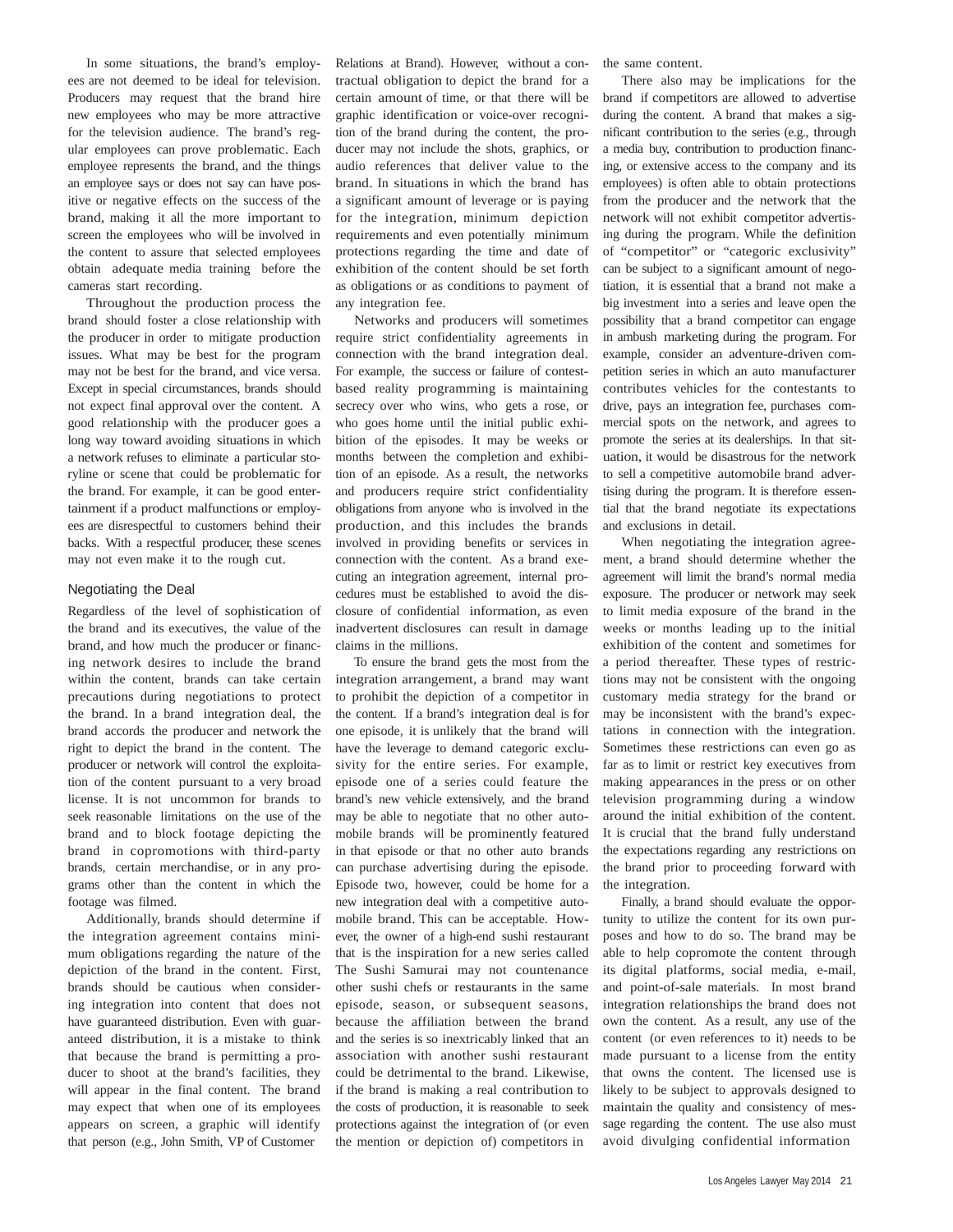In some situations, the brand's employees are not deemed to be ideal for television. Producers may request that the brand hire new employees who may be more attractive for the television audience. The brand's regular employees can prove problematic. Each employee represents the brand, and the things an employee says or does not say can have positive or negative effects on the success of the brand, making it all the more important to screen the employees who will be involved in the content to assure that selected employees obtain adequate media training before the cameras start recording.

Throughout the production process the brand should foster a close relationship with the producer in order to mitigate production issues. What may be best for the program may not be best for the brand, and vice versa. Except in special circumstances, brands should not expect final approval over the content. A good relationship with the producer goes a long way toward avoiding situations in which a network refuses to eliminate a particular storyline or scene that could be problematic for the brand. For example, it can be good entertainment if a product malfunctions or employees are disrespectful to customers behind their backs. With a respectful producer, these scenes may not even make it to the rough cut.

## Negotiating the Deal

Regardless of the level of sophistication of the brand and its executives, the value of the brand, and how much the producer or financing network desires to include the brand within the content, brands can take certain precautions during negotiations to protect the brand. In a brand integration deal, the brand accords the producer and network the right to depict the brand in the content. The producer or network will control the exploitation of the content pursuant to a very broad license. It is not uncommon for brands to seek reasonable limitations on the use of the brand and to block footage depicting the brand in copromotions with third-party brands, certain merchandise, or in any programs other than the content in which the footage was filmed.

Additionally, brands should determine if the integration agreement contains minimum obligations regarding the nature of the depiction of the brand in the content. First, brands should be cautious when considering integration into content that does not have guaranteed distribution. Even with guaranteed distribution, it is a mistake to think that because the brand is permitting a producer to shoot at the brand's facilities, they will appear in the final content. The brand may expect that when one of its employees appears on screen, a graphic will identify that person (e.g., John Smith, VP of Customer Relations at Brand). However, without a contractual obligation to depict the brand for a certain amount of time, or that there will be graphic identification or voice-over recognition of the brand during the content, the producer may not include the shots, graphics, or audio references that deliver value to the brand. In situations in which the brand has a significant amount of leverage or is paying for the integration, minimum depiction requirements and even potentially minimum protections regarding the time and date of exhibition of the content should be set forth as obligations or as conditions to payment of any integration fee.

Networks and producers will sometimes require strict confidentiality agreements in connection with the brand integration deal. For example, the success or failure of contest-based reality programming is maintaining secrecy over who wins, who gets a rose, or who goes home until the initial public exhibition of the episodes. It may be weeks or months between the completion and exhibition of an episode. As a result, the networks and producers require strict confidentiality obligations from anyone who is involved in the production, and this includes the brands involved in providing benefits or services in connection with the content. As a brand executing an integration agreement, internal procedures must be established to avoid the disclosure of confidential information, as even inadvertent disclosures can result in damage claims in the millions.

To ensure the brand gets the most from the integration arrangement, a brand may want to prohibit the depiction of a competitor in the content. If a brand's integration deal is for one episode, it is unlikely that the brand will have the leverage to demand categoric exclusivity for the entire series. For example, episode one of a series could feature the brand's new vehicle extensively, and the brand may be able to negotiate that no other automobile brands will be prominently featured in that episode or that no other auto brands can purchase advertising during the episode. Episode two, however, could be home for a new integration deal with a competitive automobile brand. This can be acceptable. However, the owner of a high-end sushi restaurant that is the inspiration for a new series called The Sushi Samurai may not countenance other sushi chefs or restaurants in the same episode, season, or subsequent seasons, because the affiliation between the brand and the series is so inextricably linked that an association with another sushi restaurant could be detrimental to the brand. Likewise, if the brand is making a real contribution to the costs of production, it is reasonable to seek protections against the integration of (or even the mention or depiction of) competitors in the same content.

There also may be implications for the brand if competitors are allowed to advertise during the content. A brand that makes a significant contribution to the series (e.g., through a media buy, contribution to production financing, or extensive access to the company and its employees) is often able to obtain protections from the producer and the network that the network will not exhibit competitor advertising during the program. While the definition of "competitor" or "categoric exclusivity" can be subject to a significant amount of negotiation, it is essential that a brand not make a big investment into a series and leave open the possibility that a brand competitor can engage in ambush marketing during the program. For example, consider an adventure-driven competition series in which an auto manufacturer contributes vehicles for the contestants to drive, pays an integration fee, purchases commercial spots on the network, and agrees to promote the series at its dealerships. In that situation, it would be disastrous for the network to sell a competitive automobile brand advertising during the program. It is therefore essential that the brand negotiate its expectations and exclusions in detail.

When negotiating the integration agreement, a brand should determine whether the agreement will limit the brand's normal media exposure. The producer or network may seek to limit media exposure of the brand in the weeks or months leading up to the initial exhibition of the content and sometimes for a period thereafter. These types of restrictions may not be consistent with the ongoing customary media strategy for the brand or may be inconsistent with the brand's expectations in connection with the integration. Sometimes these restrictions can even go as far as to limit or restrict key executives from making appearances in the press or on other television programming during a window around the initial exhibition of the content. It is crucial that the brand fully understand the expectations regarding any restrictions on the brand prior to proceeding forward with the integration.

Finally, a brand should evaluate the opportunity to utilize the content for its own purposes and how to do so. The brand may be able to help copromote the content through its digital platforms, social media, e-mail, and point-of-sale materials. In most brand integration relationships the brand does not own the content. As a result, any use of the content (or even references to it) needs to be made pursuant to a license from the entity that owns the content. The licensed use is likely to be subject to approvals designed to maintain the quality and consistency of message regarding the content. The use also must avoid divulging confidential information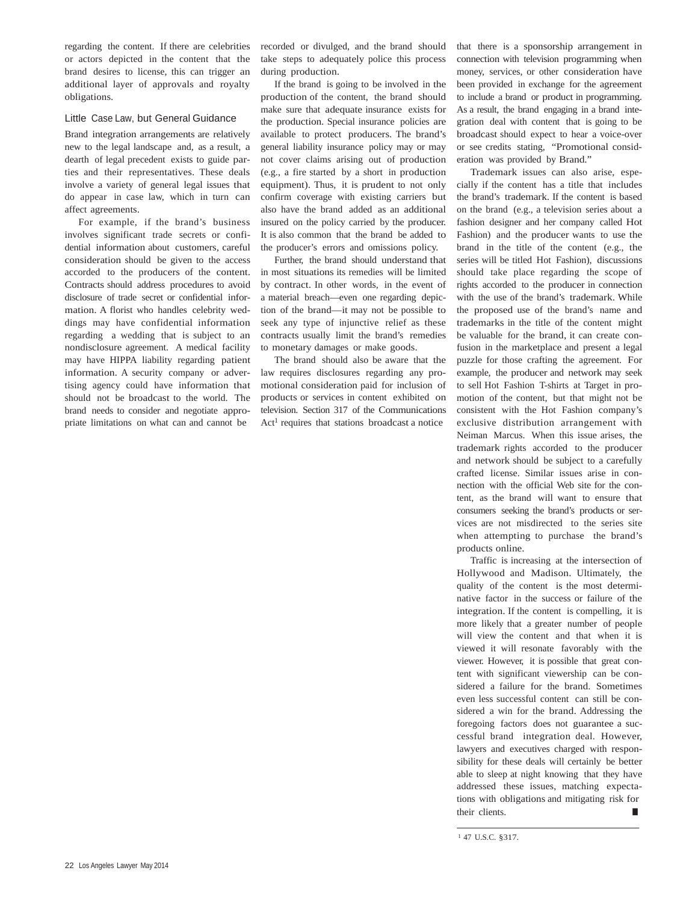regarding the content. If there are celebrities or actors depicted in the content that the brand desires to license, this can trigger an additional layer of approvals and royalty obligations.

### Little Case Law, but General Guidance

Brand integration arrangements are relatively new to the legal landscape and, as a result, a dearth of legal precedent exists to guide parties and their representatives. These deals involve a variety of general legal issues that do appear in case law, which in turn can affect agreements.

For example, if the brand's business involves significant trade secrets or confidential information about customers, careful consideration should be given to the access accorded to the producers of the content. Contracts should address procedures to avoid disclosure of trade secret or confidential information. A florist who handles celebrity weddings may have confidential information regarding a wedding that is subject to an nondisclosure agreement. A medical facility may have HIPPA liability regarding patient information. A security company or advertising agency could have information that should not be broadcast to the world. The brand needs to consider and negotiate appropriate limitations on what can and cannot be recorded or divulged, and the brand should take steps to adequately police this process during production.

If the brand is going to be involved in the production of the content, the brand should make sure that adequate insurance exists for the production. Special insurance policies are available to protect producers. The brand's general liability insurance policy may or may not cover claims arising out of production (e.g., a fire started by a short in production equipment). Thus, it is prudent to not only confirm coverage with existing carriers but also have the brand added as an additional insured on the policy carried by the producer. It is also common that the brand be added to the producer's errors and omissions policy.

Further, the brand should understand that in most situations its remedies will be limited by contract. In other words, in the event of a material breach—even one regarding depiction of the brand—it may not be possible to seek any type of injunctive relief as these contracts usually limit the brand's remedies to monetary damages or make goods.

The brand should also be aware that the law requires disclosures regarding any promotional consideration paid for inclusion of products or services in content exhibited on television. Section 317 of the Communications Act[1] requires that stations broadcast a notice that there is a sponsorship arrangement in connection with television programming when money, services, or other consideration have been provided in exchange for the agreement to include a brand or product in programming. As a result, the brand engaging in a brand integration deal with content that is going to be broadcast should expect to hear a voice-over or see credits stating, "Promotional consideration was provided by Brand."

Trademark issues can also arise, especially if the content has a title that includes the brand's trademark. If the content is based on the brand (e.g., a television series about a fashion designer and her company called Hot Fashion) and the producer wants to use the brand in the title of the content (e.g., the series will be titled Hot Fashion), discussions should take place regarding the scope of rights accorded to the producer in connection with the use of the brand's trademark. While the proposed use of the brand's name and trademarks in the title of the content might be valuable for the brand, it can create confusion in the marketplace and present a legal puzzle for those crafting the agreement. For example, the producer and network may seek to sell Hot Fashion T-shirts at Target in promotion of the content, but that might not be consistent with the Hot Fashion company's exclusive distribution arrangement with Neiman Marcus. When this issue arises, the trademark rights accorded to the producer and network should be subject to a carefully crafted license. Similar issues arise in connection with the official Web site for the content, as the brand will want to ensure that consumers seeking the brand's products or services are not misdirected to the series site when attempting to purchase the brand's products online.

Traffic is increasing at the intersection of Hollywood and Madison. Ultimately, the quality of the content is the most determinative factor in the success or failure of the integration. If the content is compelling, it is more likely that a greater number of people will view the content and that when it is viewed it will resonate favorably with the viewer. However, it is possible that great content with significant viewership can be considered a failure for the brand. Sometimes even less successful content can still be considered a win for the brand. Addressing the foregoing factors does not guarantee a successful brand integration deal. However, lawyers and executives charged with responsibility for these deals will certainly be better able to sleep at night knowing that they have addressed these issues, matching expectations with obligations and mitigating risk for their clients. ■

---

[1] 47 U.S.C. §317.